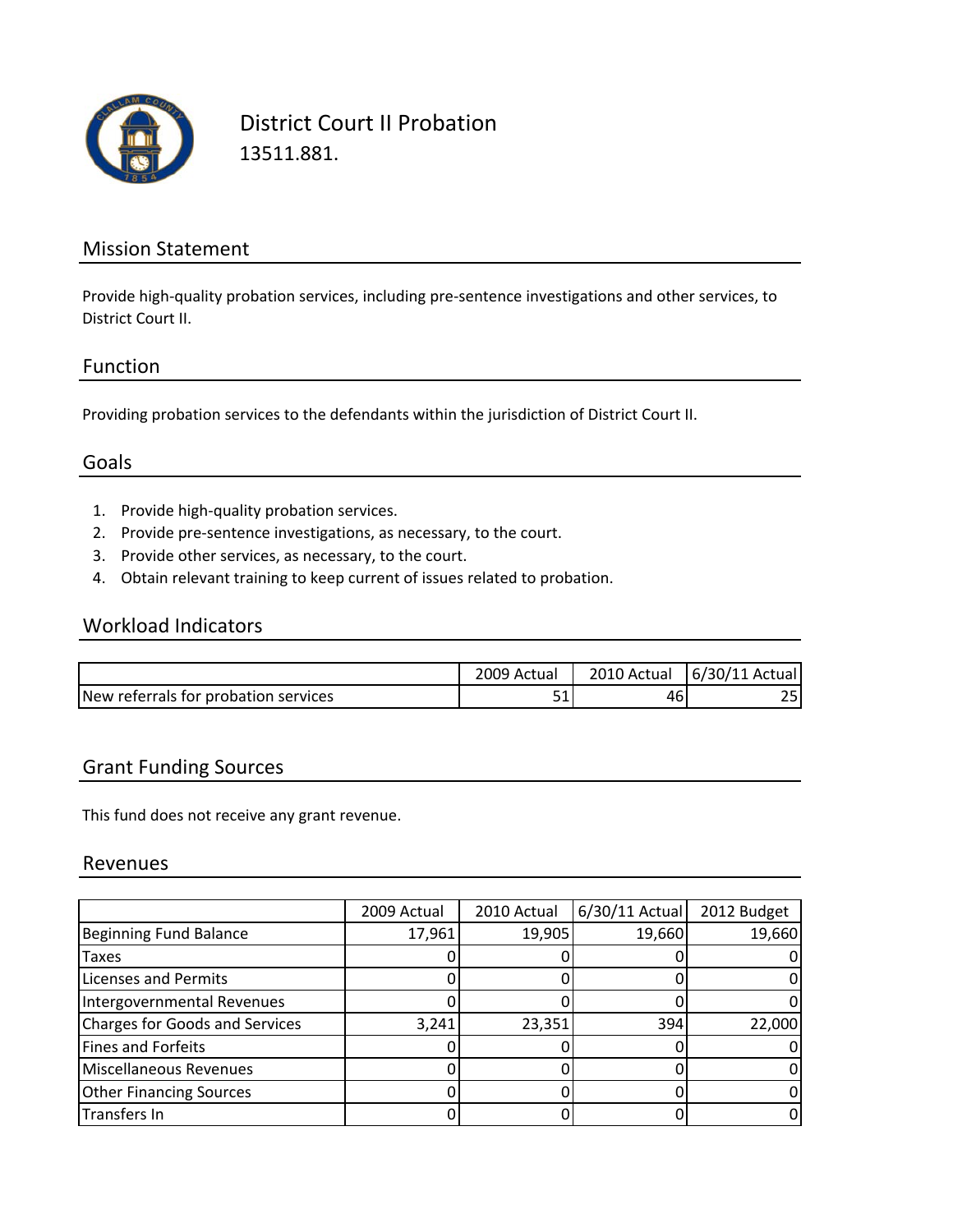# District Court II Probation

13511.881.

## Mission Statement

Provide high-quality probation services, including pre-sentence investigations and other services, to District Court II.

## Function

Providing probation services to the defendants within the jurisdiction of District Court II.

## Goals

1. Provide high-quality probation services.
2. Provide pre-sentence investigations, as necessary, to the court.
3. Provide other services, as necessary, to the court.
4. Obtain relevant training to keep current of issues related to probation.

## Workload Indicators

| | 2009 Actual | 2010 Actual | 6/30/11 Actual |
|---|---|---|---|
| New referrals for probation services | 51 | 46 | 25 |

## Grant Funding Sources

This fund does not receive any grant revenue.

## Revenues

| | 2009 Actual | 2010 Actual | 6/30/11 Actual | 2012 Budget |
|---|---|---|---|---|
| Beginning Fund Balance | 17,961 | 19,905 | 19,660 | 19,660 |
| Taxes | 0 | 0 | 0 | 0 |
| Licenses and Permits | 0 | 0 | 0 | 0 |
| Intergovernmental Revenues | 0 | 0 | 0 | 0 |
| Charges for Goods and Services | 3,241 | 23,351 | 394 | 22,000 |
| Fines and Forfeits | 0 | 0 | 0 | 0 |
| Miscellaneous Revenues | 0 | 0 | 0 | 0 |
| Other Financing Sources | 0 | 0 | 0 | 0 |
| Transfers In | 0 | 0 | 0 | 0 |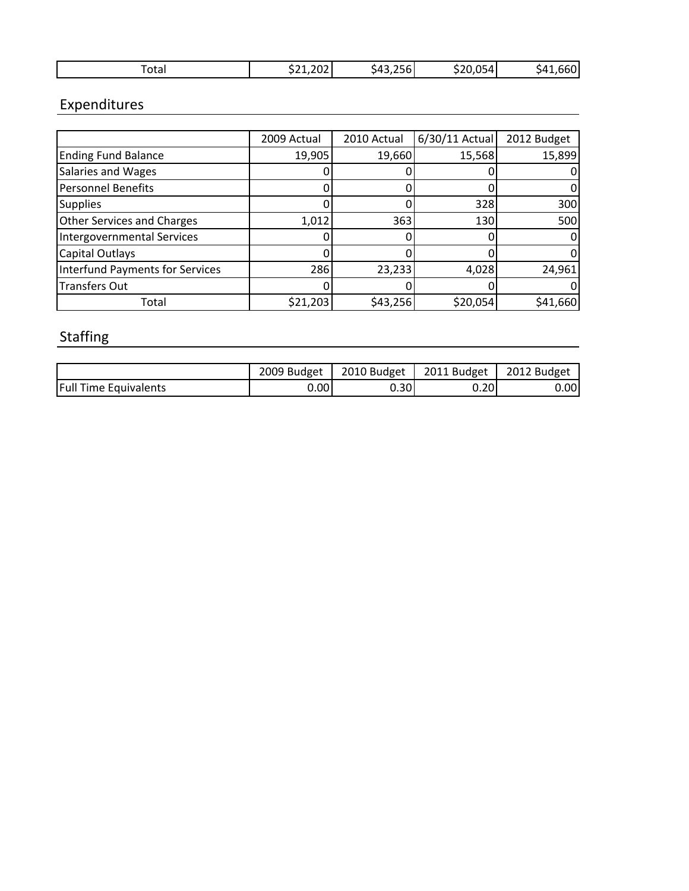| | | | | |
|---|---|---|---|---|
| Total | $21,202 | $43,256 | $20,054 | $41,660 |

## Expenditures

| | 2009 Actual | 2010 Actual | 6/30/11 Actual | 2012 Budget |
|---|---|---|---|---|
| Ending Fund Balance | 19,905 | 19,660 | 15,568 | 15,899 |
| Salaries and Wages | 0 | 0 | 0 | 0 |
| Personnel Benefits | 0 | 0 | 0 | 0 |
| Supplies | 0 | 0 | 328 | 300 |
| Other Services and Charges | 1,012 | 363 | 130 | 500 |
| Intergovernmental Services | 0 | 0 | 0 | 0 |
| Capital Outlays | 0 | 0 | 0 | 0 |
| Interfund Payments for Services | 286 | 23,233 | 4,028 | 24,961 |
| Transfers Out | 0 | 0 | 0 | 0 |
| Total | $21,203 | $43,256 | $20,054 | $41,660 |

## Staffing

| | 2009 Budget | 2010 Budget | 2011 Budget | 2012 Budget |
|---|---|---|---|---|
| Full Time Equivalents | 0.00 | 0.30 | 0.20 | 0.00 |